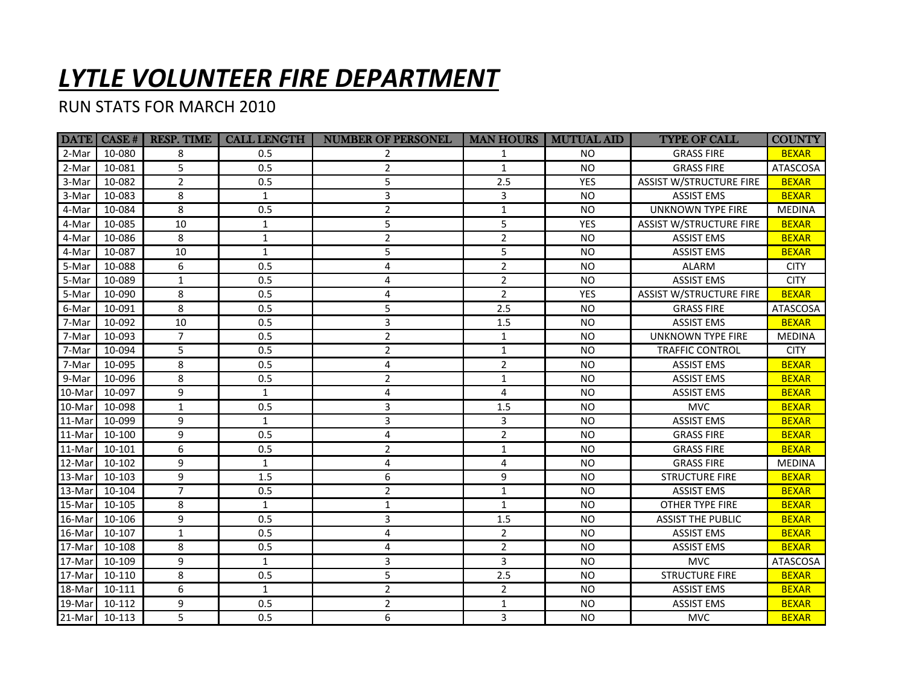# ***LYTLE VOLUNTEER FIRE DEPARTMENT***

RUN STATS FOR MARCH 2010

| DATE | CASE # | RESP. TIME | CALL LENGTH | NUMBER OF PERSONEL | MAN HOURS | MUTUAL AID | TYPE OF CALL | COUNTY |
|---|---|---|---|---|---|---|---|---|
| 2-Mar | 10-080 | 8 | 0.5 | 2 | 1 | NO | GRASS FIRE | BEXAR |
| 2-Mar | 10-081 | 5 | 0.5 | 2 | 1 | NO | GRASS FIRE | ATASCOSA |
| 3-Mar | 10-082 | 2 | 0.5 | 5 | 2.5 | YES | ASSIST W/STRUCTURE FIRE | BEXAR |
| 3-Mar | 10-083 | 8 | 1 | 3 | 3 | NO | ASSIST EMS | BEXAR |
| 4-Mar | 10-084 | 8 | 0.5 | 2 | 1 | NO | UNKNOWN TYPE FIRE | MEDINA |
| 4-Mar | 10-085 | 10 | 1 | 5 | 5 | YES | ASSIST W/STRUCTURE FIRE | BEXAR |
| 4-Mar | 10-086 | 8 | 1 | 2 | 2 | NO | ASSIST EMS | BEXAR |
| 4-Mar | 10-087 | 10 | 1 | 5 | 5 | NO | ASSIST EMS | BEXAR |
| 5-Mar | 10-088 | 6 | 0.5 | 4 | 2 | NO | ALARM | CITY |
| 5-Mar | 10-089 | 1 | 0.5 | 4 | 2 | NO | ASSIST EMS | CITY |
| 5-Mar | 10-090 | 8 | 0.5 | 4 | 2 | YES | ASSIST W/STRUCTURE FIRE | BEXAR |
| 6-Mar | 10-091 | 8 | 0.5 | 5 | 2.5 | NO | GRASS FIRE | ATASCOSA |
| 7-Mar | 10-092 | 10 | 0.5 | 3 | 1.5 | NO | ASSIST EMS | BEXAR |
| 7-Mar | 10-093 | 7 | 0.5 | 2 | 1 | NO | UNKNOWN TYPE FIRE | MEDINA |
| 7-Mar | 10-094 | 5 | 0.5 | 2 | 1 | NO | TRAFFIC CONTROL | CITY |
| 7-Mar | 10-095 | 8 | 0.5 | 4 | 2 | NO | ASSIST EMS | BEXAR |
| 9-Mar | 10-096 | 8 | 0.5 | 2 | 1 | NO | ASSIST EMS | BEXAR |
| 10-Mar | 10-097 | 9 | 1 | 4 | 4 | NO | ASSIST EMS | BEXAR |
| 10-Mar | 10-098 | 1 | 0.5 | 3 | 1.5 | NO | MVC | BEXAR |
| 11-Mar | 10-099 | 9 | 1 | 3 | 3 | NO | ASSIST EMS | BEXAR |
| 11-Mar | 10-100 | 9 | 0.5 | 4 | 2 | NO | GRASS FIRE | BEXAR |
| 11-Mar | 10-101 | 6 | 0.5 | 2 | 1 | NO | GRASS FIRE | BEXAR |
| 12-Mar | 10-102 | 9 | 1 | 4 | 4 | NO | GRASS FIRE | MEDINA |
| 13-Mar | 10-103 | 9 | 1.5 | 6 | 9 | NO | STRUCTURE FIRE | BEXAR |
| 13-Mar | 10-104 | 7 | 0.5 | 2 | 1 | NO | ASSIST EMS | BEXAR |
| 15-Mar | 10-105 | 8 | 1 | 1 | 1 | NO | OTHER TYPE FIRE | BEXAR |
| 16-Mar | 10-106 | 9 | 0.5 | 3 | 1.5 | NO | ASSIST THE PUBLIC | BEXAR |
| 16-Mar | 10-107 | 1 | 0.5 | 4 | 2 | NO | ASSIST EMS | BEXAR |
| 17-Mar | 10-108 | 8 | 0.5 | 4 | 2 | NO | ASSIST EMS | BEXAR |
| 17-Mar | 10-109 | 9 | 1 | 3 | 3 | NO | MVC | ATASCOSA |
| 17-Mar | 10-110 | 8 | 0.5 | 5 | 2.5 | NO | STRUCTURE FIRE | BEXAR |
| 18-Mar | 10-111 | 6 | 1 | 2 | 2 | NO | ASSIST EMS | BEXAR |
| 19-Mar | 10-112 | 9 | 0.5 | 2 | 1 | NO | ASSIST EMS | BEXAR |
| 21-Mar | 10-113 | 5 | 0.5 | 6 | 3 | NO | MVC | BEXAR |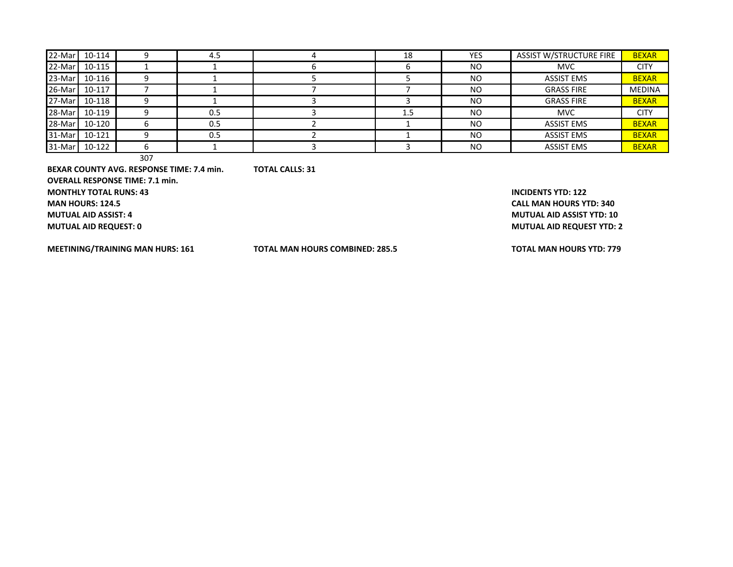| | | | | | | | | |
|---|---|---|---|---|---|---|---|---|
| 22-Mar | 10-114 | 9 | 4.5 | 4 | 18 | YES | ASSIST W/STRUCTURE FIRE | BEXAR |
| 22-Mar | 10-115 | 1 | 1 | 6 | 6 | NO | MVC | CITY |
| 23-Mar | 10-116 | 9 | 1 | 5 | 5 | NO | ASSIST EMS | BEXAR |
| 26-Mar | 10-117 | 7 | 1 | 7 | 7 | NO | GRASS FIRE | MEDINA |
| 27-Mar | 10-118 | 9 | 1 | 3 | 3 | NO | GRASS FIRE | BEXAR |
| 28-Mar | 10-119 | 9 | 0.5 | 3 | 1.5 | NO | MVC | CITY |
| 28-Mar | 10-120 | 6 | 0.5 | 2 | 1 | NO | ASSIST EMS | BEXAR |
| 31-Mar | 10-121 | 9 | 0.5 | 2 | 1 | NO | ASSIST EMS | BEXAR |
| 31-Mar | 10-122 | 6 | 1 | 3 | 3 | NO | ASSIST EMS | BEXAR |
| | | 307 | | | | | | |

**BEXAR COUNTY AVG. RESPONSE TIME: 7.4 min.**

**TOTAL CALLS: 31**

**OVERALL RESPONSE TIME: 7.1 min.**

**MONTHLY TOTAL RUNS: 43**

**MAN HOURS: 124.5**

**MUTUAL AID ASSIST: 4**

**MUTUAL AID REQUEST: 0**

**INCIDENTS YTD: 122**

**CALL MAN HOURS YTD: 340**

**MUTUAL AID ASSIST YTD: 10**

**MUTUAL AID REQUEST YTD: 2**

**MEETINING/TRAINING MAN HURS: 161**

**TOTAL MAN HOURS COMBINED: 285.5**

**TOTAL MAN HOURS YTD: 779**